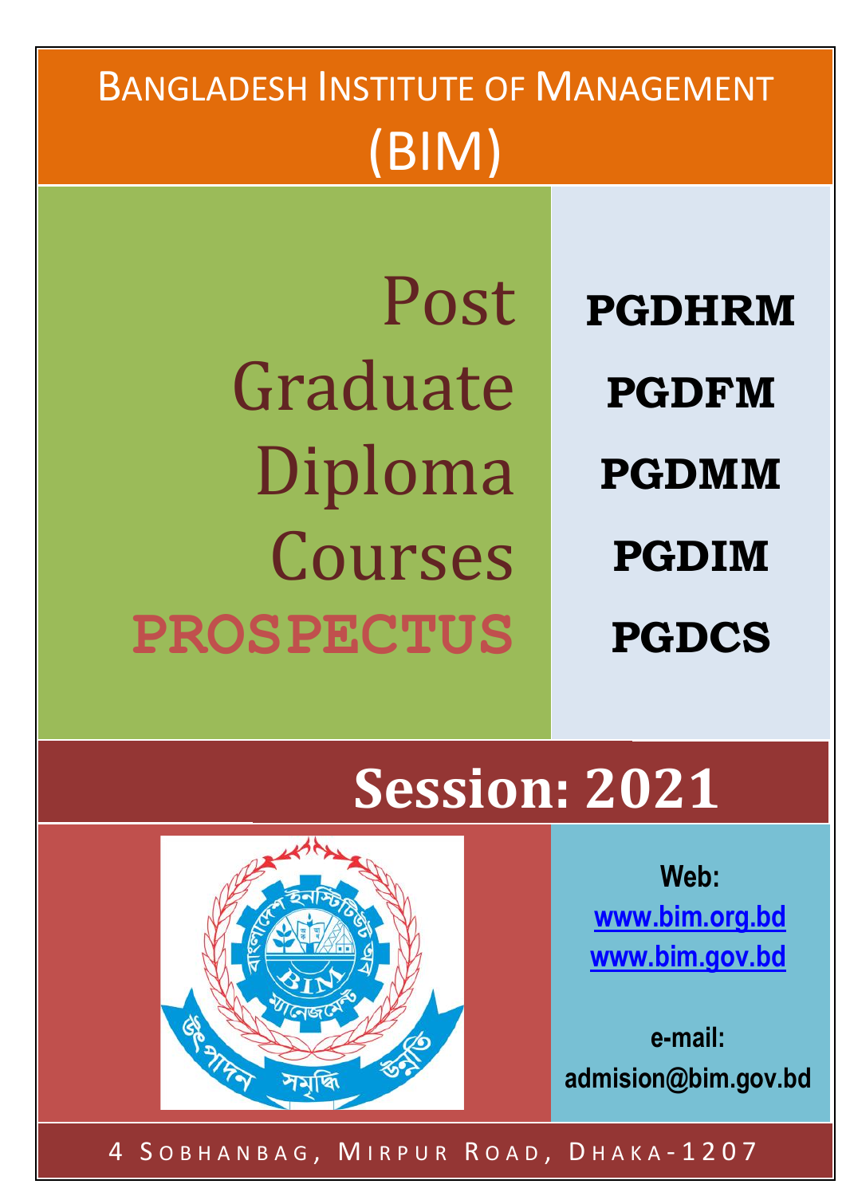# Bangladesh Institute of Management (BIM)

## Post Graduate Diploma Courses

## PROSPECTUS

**PGDHRM**

**PGDFM**

**PGDMM**

**PGDIM**

**PGDCS**

## Session: 2021

**Web:**
**www.bim.org.bd**
**www.bim.gov.bd**

**e-mail:**
**admision@bim.gov.bd**

4 Sobhanbag, Mirpur Road, Dhaka-1207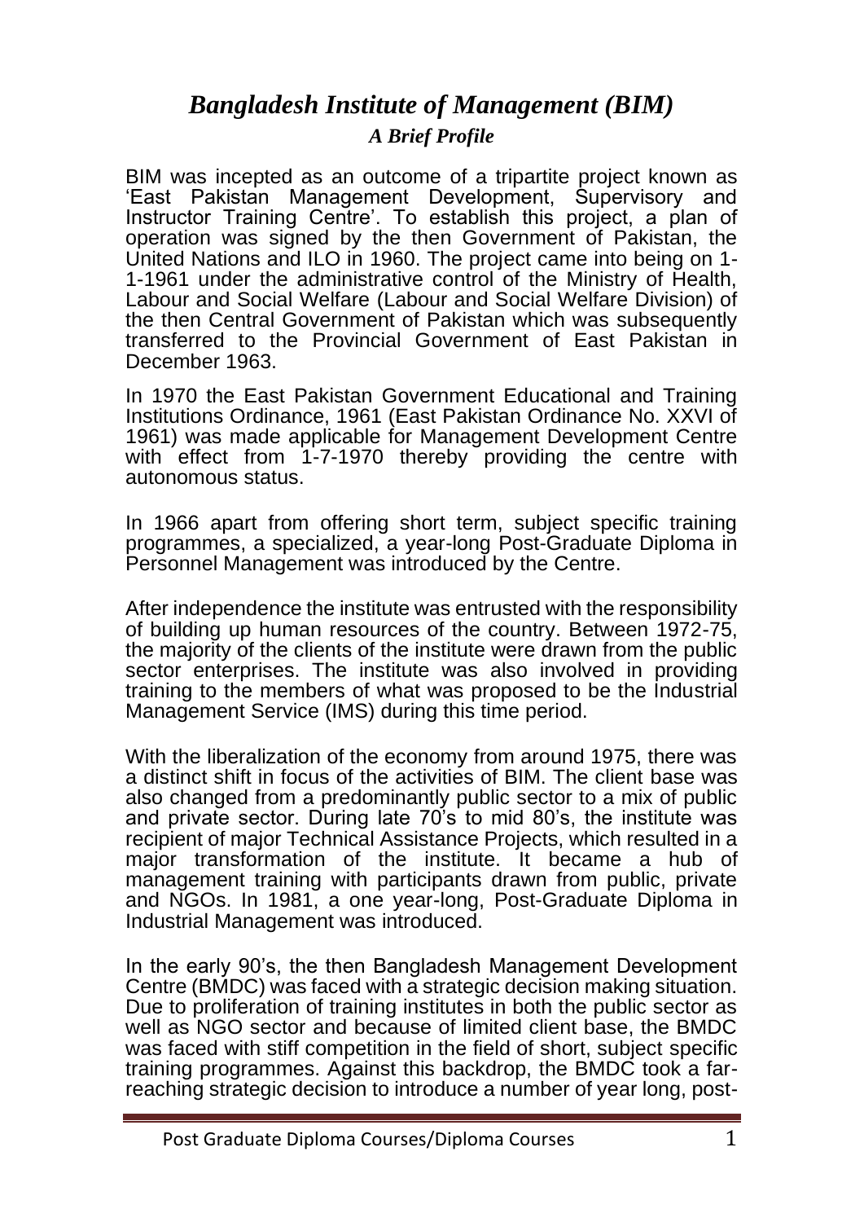# *Bangladesh Institute of Management (BIM)*

### *A Brief Profile*

BIM was incepted as an outcome of a tripartite project known as 'East Pakistan Management Development, Supervisory and Instructor Training Centre'. To establish this project, a plan of operation was signed by the then Government of Pakistan, the United Nations and ILO in 1960. The project came into being on 1-1-1961 under the administrative control of the Ministry of Health, Labour and Social Welfare (Labour and Social Welfare Division) of the then Central Government of Pakistan which was subsequently transferred to the Provincial Government of East Pakistan in December 1963.

In 1970 the East Pakistan Government Educational and Training Institutions Ordinance, 1961 (East Pakistan Ordinance No. XXVI of 1961) was made applicable for Management Development Centre with effect from 1-7-1970 thereby providing the centre with autonomous status.

In 1966 apart from offering short term, subject specific training programmes, a specialized, a year-long Post-Graduate Diploma in Personnel Management was introduced by the Centre.

After independence the institute was entrusted with the responsibility of building up human resources of the country. Between 1972-75, the majority of the clients of the institute were drawn from the public sector enterprises. The institute was also involved in providing training to the members of what was proposed to be the Industrial Management Service (IMS) during this time period.

With the liberalization of the economy from around 1975, there was a distinct shift in focus of the activities of BIM. The client base was also changed from a predominantly public sector to a mix of public and private sector. During late 70's to mid 80's, the institute was recipient of major Technical Assistance Projects, which resulted in a major transformation of the institute. It became a hub of management training with participants drawn from public, private and NGOs. In 1981, a one year-long, Post-Graduate Diploma in Industrial Management was introduced.

In the early 90's, the then Bangladesh Management Development Centre (BMDC) was faced with a strategic decision making situation. Due to proliferation of training institutes in both the public sector as well as NGO sector and because of limited client base, the BMDC was faced with stiff competition in the field of short, subject specific training programmes. Against this backdrop, the BMDC took a far-reaching strategic decision to introduce a number of year long, post-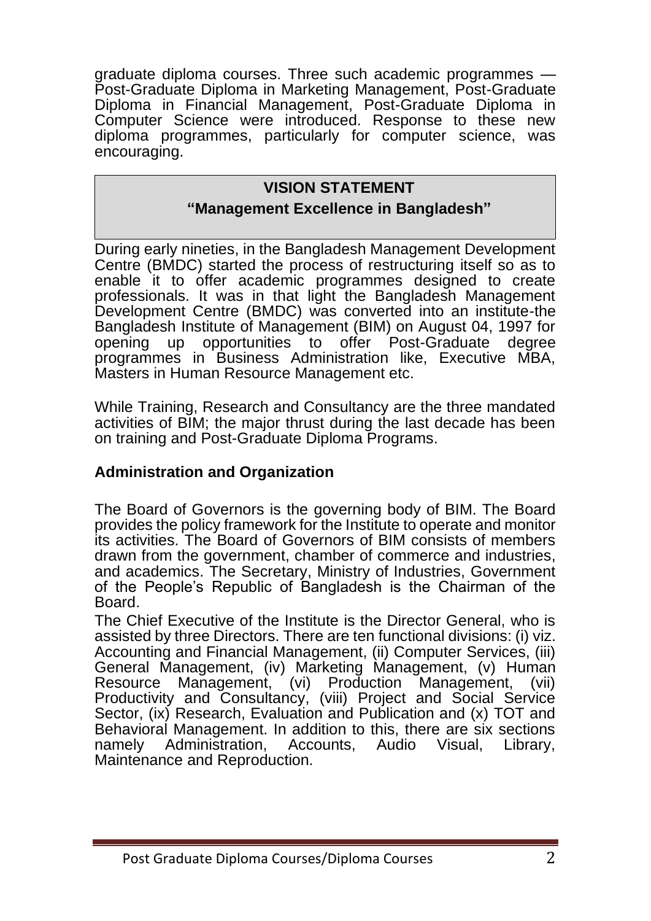graduate diploma courses. Three such academic programmes — Post-Graduate Diploma in Marketing Management, Post-Graduate Diploma in Financial Management, Post-Graduate Diploma in Computer Science were introduced. Response to these new diploma programmes, particularly for computer science, was encouraging.

> **VISION STATEMENT**
>
> **"Management Excellence in Bangladesh"**

During early nineties, in the Bangladesh Management Development Centre (BMDC) started the process of restructuring itself so as to enable it to offer academic programmes designed to create professionals. It was in that light the Bangladesh Management Development Centre (BMDC) was converted into an institute-the Bangladesh Institute of Management (BIM) on August 04, 1997 for opening up opportunities to offer Post-Graduate degree programmes in Business Administration like, Executive MBA, Masters in Human Resource Management etc.

While Training, Research and Consultancy are the three mandated activities of BIM; the major thrust during the last decade has been on training and Post-Graduate Diploma Programs.

## Administration and Organization

The Board of Governors is the governing body of BIM. The Board provides the policy framework for the Institute to operate and monitor its activities. The Board of Governors of BIM consists of members drawn from the government, chamber of commerce and industries, and academics. The Secretary, Ministry of Industries, Government of the People's Republic of Bangladesh is the Chairman of the Board.

The Chief Executive of the Institute is the Director General, who is assisted by three Directors. There are ten functional divisions: (i) viz. Accounting and Financial Management, (ii) Computer Services, (iii) General Management, (iv) Marketing Management, (v) Human Resource Management, (vi) Production Management, (vii) Productivity and Consultancy, (viii) Project and Social Service Sector, (ix) Research, Evaluation and Publication and (x) TOT and Behavioral Management. In addition to this, there are six sections namely Administration, Accounts, Audio Visual, Library, Maintenance and Reproduction.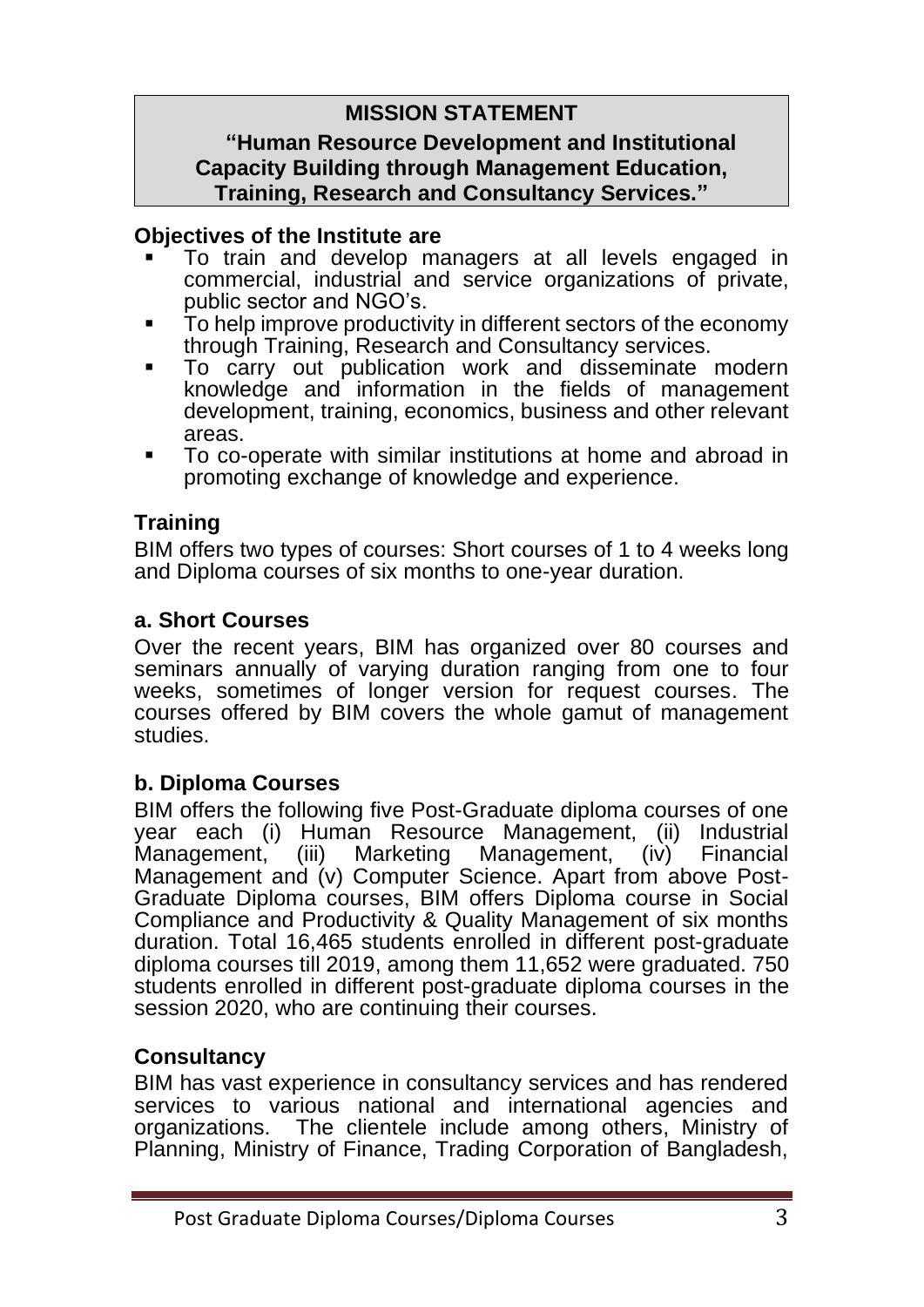## MISSION STATEMENT

**"Human Resource Development and Institutional Capacity Building through Management Education, Training, Research and Consultancy Services."**

**Objectives of the Institute are**

- To train and develop managers at all levels engaged in commercial, industrial and service organizations of private, public sector and NGO's.
- To help improve productivity in different sectors of the economy through Training, Research and Consultancy services.
- To carry out publication work and disseminate modern knowledge and information in the fields of management development, training, economics, business and other relevant areas.
- To co-operate with similar institutions at home and abroad in promoting exchange of knowledge and experience.

### Training

BIM offers two types of courses: Short courses of 1 to 4 weeks long and Diploma courses of six months to one-year duration.

### a. Short Courses

Over the recent years, BIM has organized over 80 courses and seminars annually of varying duration ranging from one to four weeks, sometimes of longer version for request courses. The courses offered by BIM covers the whole gamut of management studies.

### b. Diploma Courses

BIM offers the following five Post-Graduate diploma courses of one year each (i) Human Resource Management, (ii) Industrial Management, (iii) Marketing Management, (iv) Financial Management and (v) Computer Science. Apart from above Post-Graduate Diploma courses, BIM offers Diploma course in Social Compliance and Productivity & Quality Management of six months duration. Total 16,465 students enrolled in different post-graduate diploma courses till 2019, among them 11,652 were graduated. 750 students enrolled in different post-graduate diploma courses in the session 2020, who are continuing their courses.

### Consultancy

BIM has vast experience in consultancy services and has rendered services to various national and international agencies and organizations. The clientele include among others, Ministry of Planning, Ministry of Finance, Trading Corporation of Bangladesh,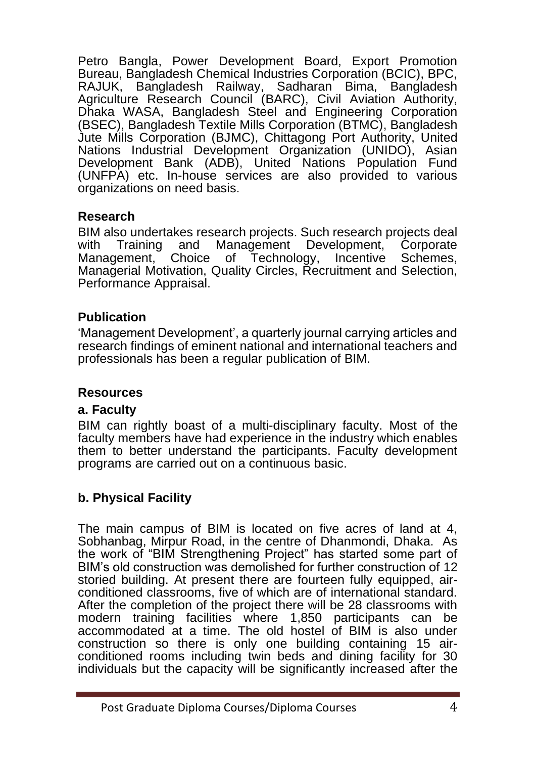Petro Bangla, Power Development Board, Export Promotion Bureau, Bangladesh Chemical Industries Corporation (BCIC), BPC, RAJUK, Bangladesh Railway, Sadharan Bima, Bangladesh Agriculture Research Council (BARC), Civil Aviation Authority, Dhaka WASA, Bangladesh Steel and Engineering Corporation (BSEC), Bangladesh Textile Mills Corporation (BTMC), Bangladesh Jute Mills Corporation (BJMC), Chittagong Port Authority, United Nations Industrial Development Organization (UNIDO), Asian Development Bank (ADB), United Nations Population Fund (UNFPA) etc. In-house services are also provided to various organizations on need basis.

## Research

BIM also undertakes research projects. Such research projects deal with Training and Management Development, Corporate Management, Choice of Technology, Incentive Schemes, Managerial Motivation, Quality Circles, Recruitment and Selection, Performance Appraisal.

## Publication

'Management Development', a quarterly journal carrying articles and research findings of eminent national and international teachers and professionals has been a regular publication of BIM.

## Resources

### a. Faculty

BIM can rightly boast of a multi-disciplinary faculty. Most of the faculty members have had experience in the industry which enables them to better understand the participants. Faculty development programs are carried out on a continuous basic.

### b. Physical Facility

The main campus of BIM is located on five acres of land at 4, Sobhanbag, Mirpur Road, in the centre of Dhanmondi, Dhaka. As the work of "BIM Strengthening Project" has started some part of BIM's old construction was demolished for further construction of 12 storied building. At present there are fourteen fully equipped, air-conditioned classrooms, five of which are of international standard. After the completion of the project there will be 28 classrooms with modern training facilities where 1,850 participants can be accommodated at a time. The old hostel of BIM is also under construction so there is only one building containing 15 air-conditioned rooms including twin beds and dining facility for 30 individuals but the capacity will be significantly increased after the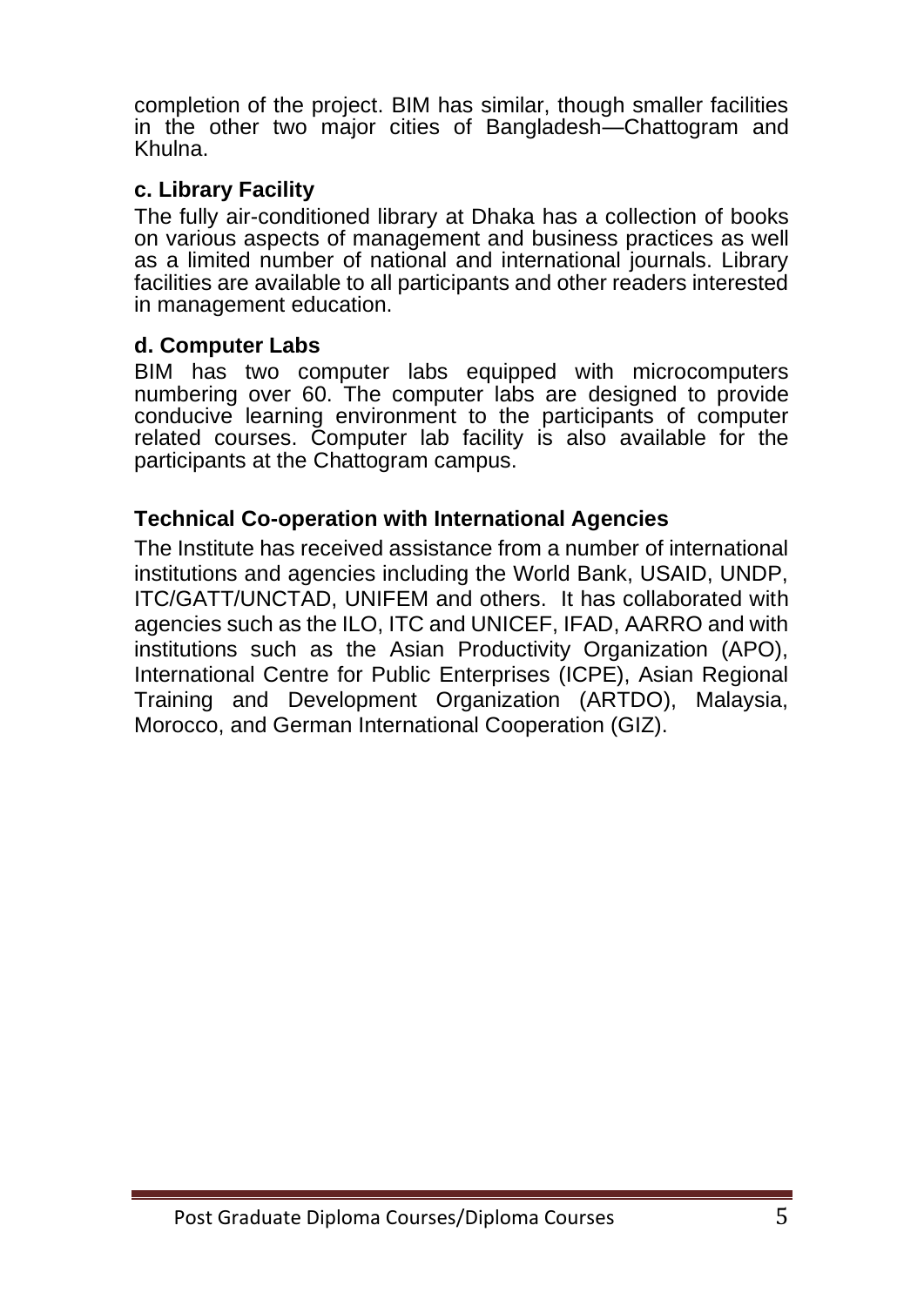completion of the project. BIM has similar, though smaller facilities in the other two major cities of Bangladesh—Chattogram and Khulna.

### c. Library Facility

The fully air-conditioned library at Dhaka has a collection of books on various aspects of management and business practices as well as a limited number of national and international journals. Library facilities are available to all participants and other readers interested in management education.

### d. Computer Labs

BIM has two computer labs equipped with microcomputers numbering over 60. The computer labs are designed to provide conducive learning environment to the participants of computer related courses. Computer lab facility is also available for the participants at the Chattogram campus.

## Technical Co-operation with International Agencies

The Institute has received assistance from a number of international institutions and agencies including the World Bank, USAID, UNDP, ITC/GATT/UNCTAD, UNIFEM and others. It has collaborated with agencies such as the ILO, ITC and UNICEF, IFAD, AARRO and with institutions such as the Asian Productivity Organization (APO), International Centre for Public Enterprises (ICPE), Asian Regional Training and Development Organization (ARTDO), Malaysia, Morocco, and German International Cooperation (GIZ).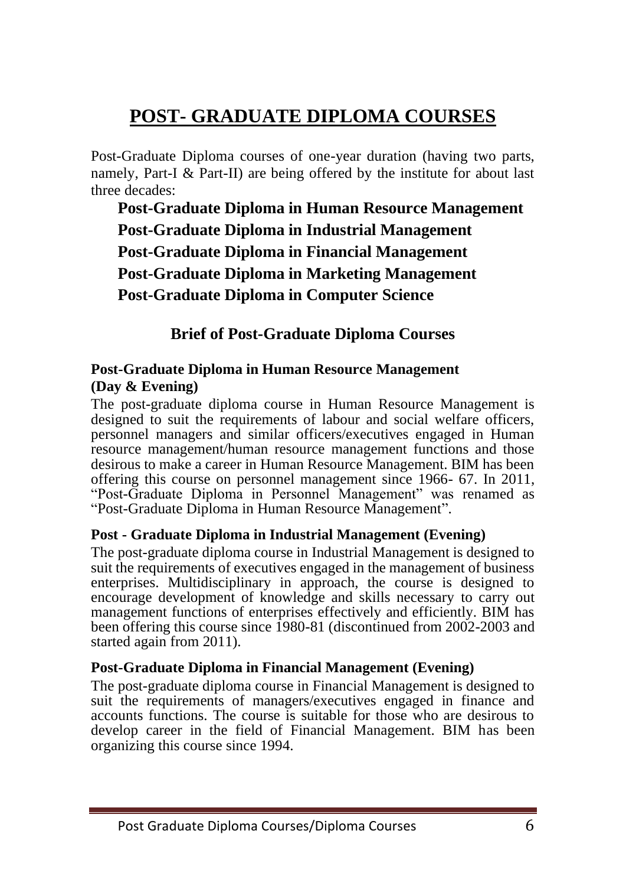# POST- GRADUATE DIPLOMA COURSES

Post-Graduate Diploma courses of one-year duration (having two parts, namely, Part-I & Part-II) are being offered by the institute for about last three decades:

**Post-Graduate Diploma in Human Resource Management**
**Post-Graduate Diploma in Industrial Management**
**Post-Graduate Diploma in Financial Management**
**Post-Graduate Diploma in Marketing Management**
**Post-Graduate Diploma in Computer Science**

## Brief of Post-Graduate Diploma Courses

### Post-Graduate Diploma in Human Resource Management (Day & Evening)

The post-graduate diploma course in Human Resource Management is designed to suit the requirements of labour and social welfare officers, personnel managers and similar officers/executives engaged in Human resource management/human resource management functions and those desirous to make a career in Human Resource Management. BIM has been offering this course on personnel management since 1966- 67. In 2011, "Post-Graduate Diploma in Personnel Management" was renamed as "Post-Graduate Diploma in Human Resource Management".

### Post - Graduate Diploma in Industrial Management (Evening)

The post-graduate diploma course in Industrial Management is designed to suit the requirements of executives engaged in the management of business enterprises. Multidisciplinary in approach, the course is designed to encourage development of knowledge and skills necessary to carry out management functions of enterprises effectively and efficiently. BIM has been offering this course since 1980-81 (discontinued from 2002-2003 and started again from 2011).

### Post-Graduate Diploma in Financial Management (Evening)

The post-graduate diploma course in Financial Management is designed to suit the requirements of managers/executives engaged in finance and accounts functions. The course is suitable for those who are desirous to develop career in the field of Financial Management. BIM has been organizing this course since 1994.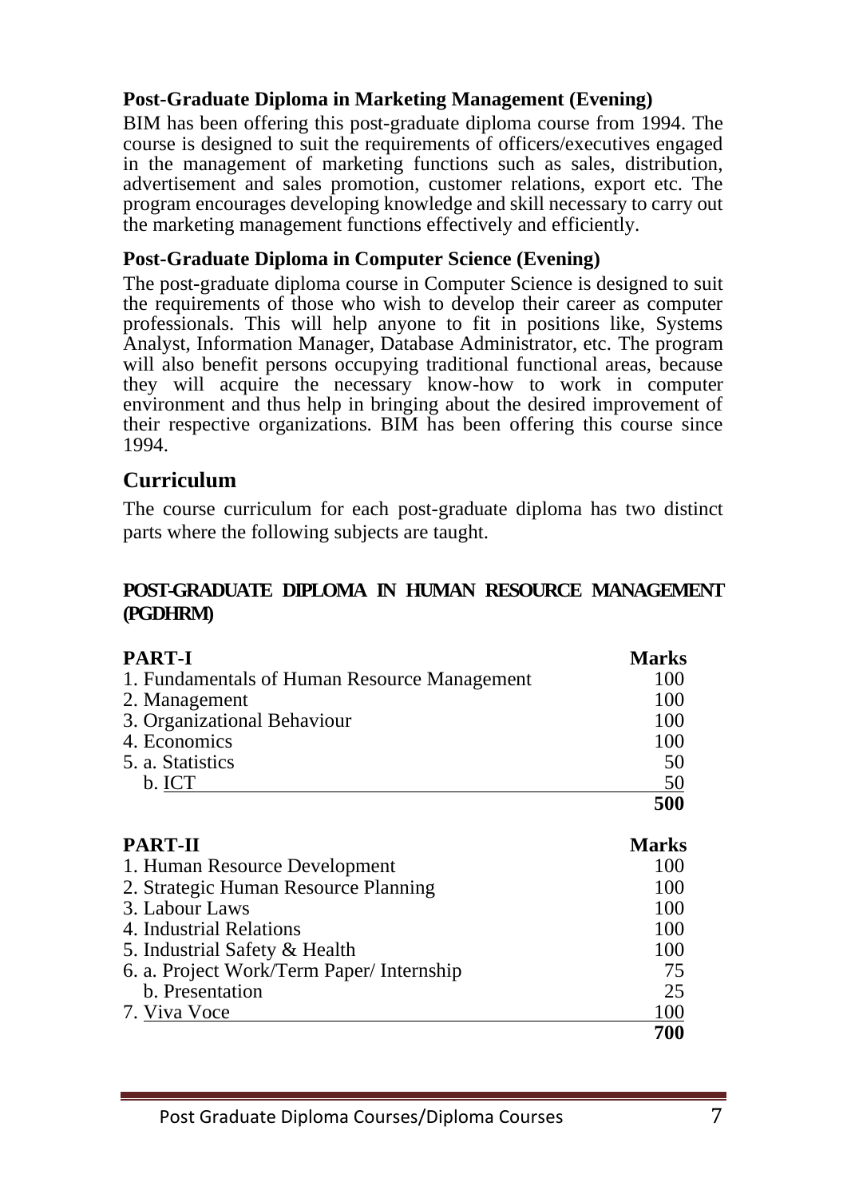**Post-Graduate Diploma in Marketing Management (Evening)**

BIM has been offering this post-graduate diploma course from 1994. The course is designed to suit the requirements of officers/executives engaged in the management of marketing functions such as sales, distribution, advertisement and sales promotion, customer relations, export etc. The program encourages developing knowledge and skill necessary to carry out the marketing management functions effectively and efficiently.

**Post-Graduate Diploma in Computer Science (Evening)**

The post-graduate diploma course in Computer Science is designed to suit the requirements of those who wish to develop their career as computer professionals. This will help anyone to fit in positions like, Systems Analyst, Information Manager, Database Administrator, etc. The program will also benefit persons occupying traditional functional areas, because they will acquire the necessary know-how to work in computer environment and thus help in bringing about the desired improvement of their respective organizations. BIM has been offering this course since 1994.

## Curriculum

The course curriculum for each post-graduate diploma has two distinct parts where the following subjects are taught.

**POST-GRADUATE DIPLOMA IN HUMAN RESOURCE MANAGEMENT (PGDHRM)**

| **PART-I** | **Marks** |
|---|---|
| 1. Fundamentals of Human Resource Management | 100 |
| 2. Management | 100 |
| 3. Organizational Behaviour | 100 |
| 4. Economics | 100 |
| 5. a. Statistics | 50 |
| b. ICT | 50 |
| | **500** |

| **PART-II** | **Marks** |
|---|---|
| 1. Human Resource Development | 100 |
| 2. Strategic Human Resource Planning | 100 |
| 3. Labour Laws | 100 |
| 4. Industrial Relations | 100 |
| 5. Industrial Safety & Health | 100 |
| 6. a. Project Work/Term Paper/ Internship | 75 |
| b. Presentation | 25 |
| 7. Viva Voce | 100 |
| | **700** |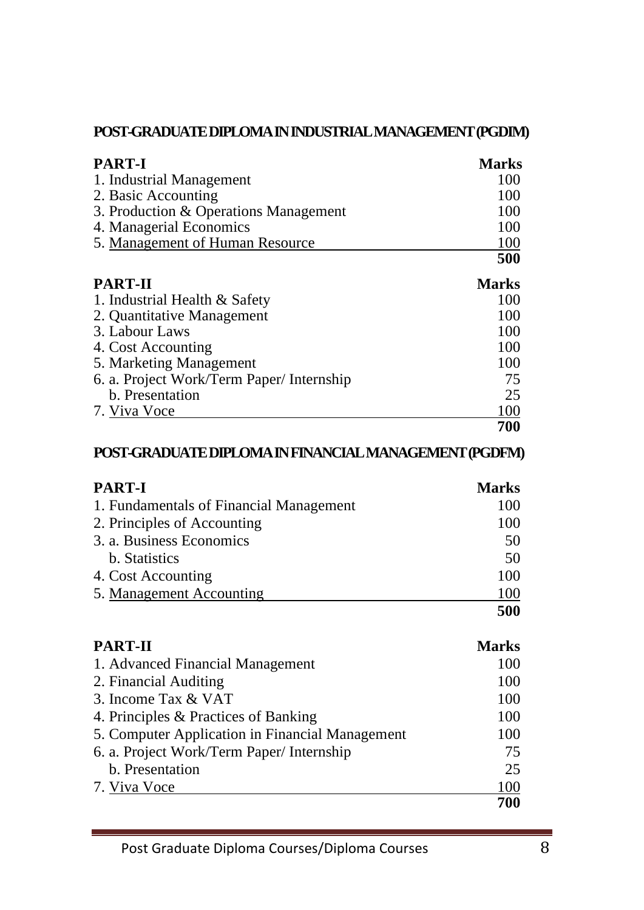## POST-GRADUATE DIPLOMA IN INDUSTRIAL MANAGEMENT (PGDIM)

| PART-I | Marks |
|---|---|
| 1. Industrial Management | 100 |
| 2. Basic Accounting | 100 |
| 3. Production & Operations Management | 100 |
| 4. Managerial Economics | 100 |
| 5. Management of Human Resource | 100 |
| | **500** |

| PART-II | Marks |
|---|---|
| 1. Industrial Health & Safety | 100 |
| 2. Quantitative Management | 100 |
| 3. Labour Laws | 100 |
| 4. Cost Accounting | 100 |
| 5. Marketing Management | 100 |
| 6. a. Project Work/Term Paper/ Internship | 75 |
| b. Presentation | 25 |
| 7. Viva Voce | 100 |
| | **700** |

## POST-GRADUATE DIPLOMA IN FINANCIAL MANAGEMENT (PGDFM)

| PART-I | Marks |
|---|---|
| 1. Fundamentals of Financial Management | 100 |
| 2. Principles of Accounting | 100 |
| 3. a. Business Economics | 50 |
| b. Statistics | 50 |
| 4. Cost Accounting | 100 |
| 5. Management Accounting | 100 |
| | **500** |

| PART-II | Marks |
|---|---|
| 1. Advanced Financial Management | 100 |
| 2. Financial Auditing | 100 |
| 3. Income Tax & VAT | 100 |
| 4. Principles & Practices of Banking | 100 |
| 5. Computer Application in Financial Management | 100 |
| 6. a. Project Work/Term Paper/ Internship | 75 |
| b. Presentation | 25 |
| 7. Viva Voce | 100 |
| | **700** |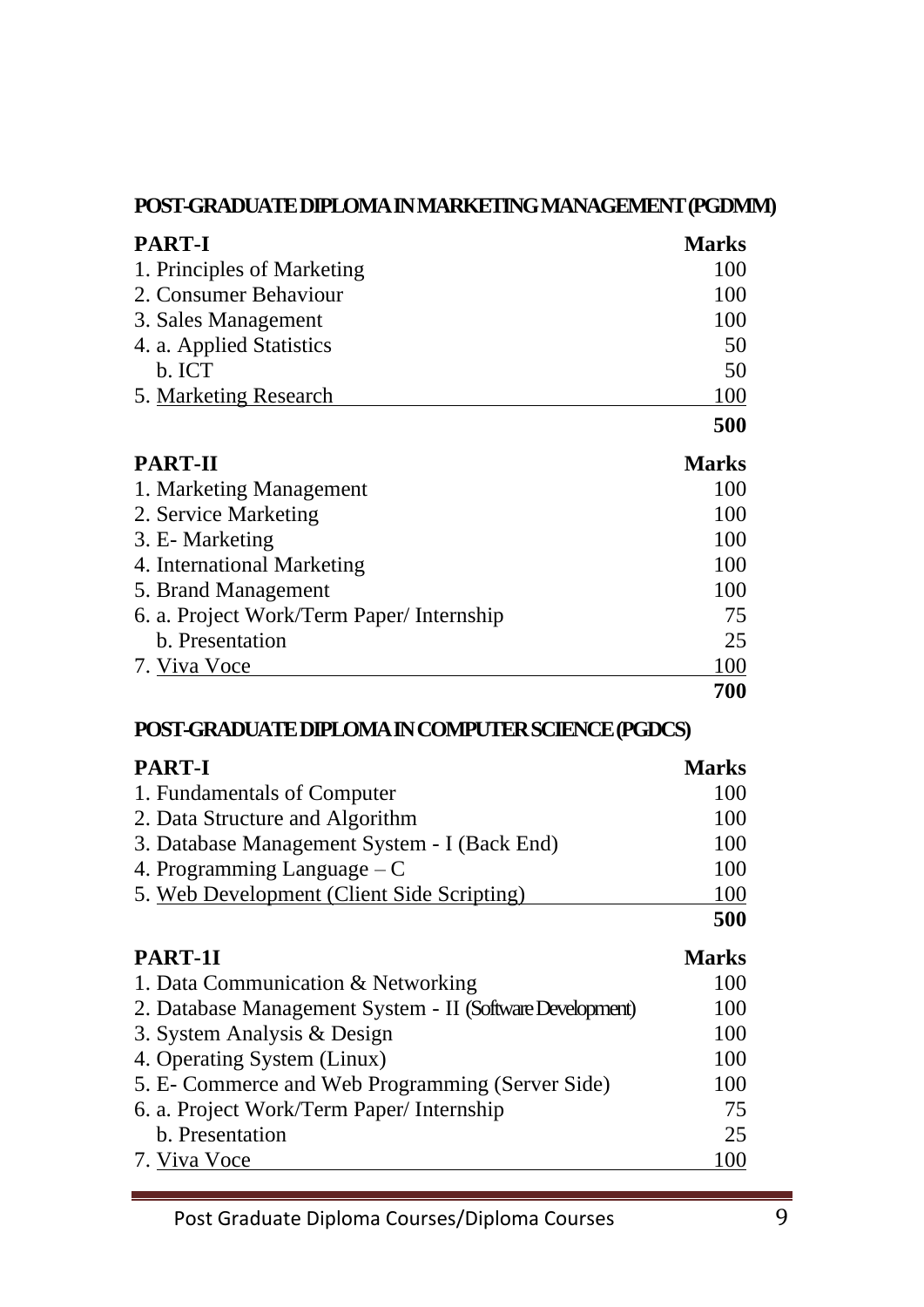## POST-GRADUATE DIPLOMA IN MARKETING MANAGEMENT (PGDMM)

| PART-I | Marks |
| --- | --- |
| 1. Principles of Marketing | 100 |
| 2. Consumer Behaviour | 100 |
| 3. Sales Management | 100 |
| 4. a. Applied Statistics | 50 |
| b. ICT | 50 |
| 5. Marketing Research | 100 |
| | **500** |

| PART-II | Marks |
| --- | --- |
| 1. Marketing Management | 100 |
| 2. Service Marketing | 100 |
| 3. E- Marketing | 100 |
| 4. International Marketing | 100 |
| 5. Brand Management | 100 |
| 6. a. Project Work/Term Paper/ Internship | 75 |
| b. Presentation | 25 |
| 7. Viva Voce | 100 |
| | **700** |

## POST-GRADUATE DIPLOMA IN COMPUTER SCIENCE (PGDCS)

| PART-I | Marks |
| --- | --- |
| 1. Fundamentals of Computer | 100 |
| 2. Data Structure and Algorithm | 100 |
| 3. Database Management System - I (Back End) | 100 |
| 4. Programming Language – C | 100 |
| 5. Web Development (Client Side Scripting) | 100 |
| | **500** |

| PART-1I | Marks |
| --- | --- |
| 1. Data Communication & Networking | 100 |
| 2. Database Management System - II (Software Development) | 100 |
| 3. System Analysis & Design | 100 |
| 4. Operating System (Linux) | 100 |
| 5. E- Commerce and Web Programming (Server Side) | 100 |
| 6. a. Project Work/Term Paper/ Internship | 75 |
| b. Presentation | 25 |
| 7. Viva Voce | 100 |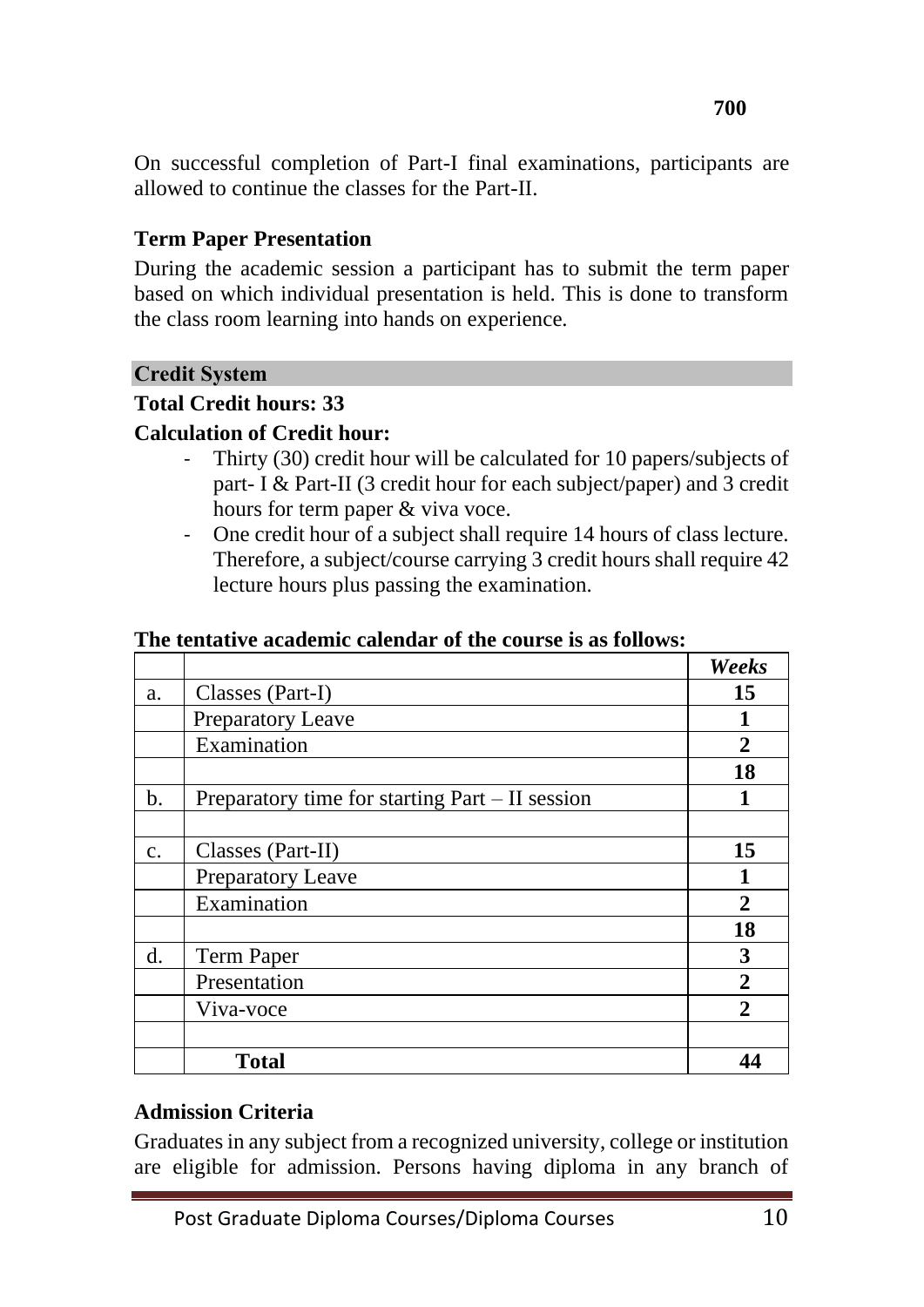On successful completion of Part-I final examinations, participants are allowed to continue the classes for the Part-II.

### Term Paper Presentation

During the academic session a participant has to submit the term paper based on which individual presentation is held. This is done to transform the class room learning into hands on experience.

## Credit System

**Total Credit hours: 33**

**Calculation of Credit hour:**

- Thirty (30) credit hour will be calculated for 10 papers/subjects of part- I & Part-II (3 credit hour for each subject/paper) and 3 credit hours for term paper & viva voce.
- One credit hour of a subject shall require 14 hours of class lecture. Therefore, a subject/course carrying 3 credit hours shall require 42 lecture hours plus passing the examination.

**The tentative academic calendar of the course is as follows:**

| | | *Weeks* |
|---|---|---|
| a. | Classes (Part-I) | **15** |
| | Preparatory Leave | **1** |
| | Examination | **2** |
| | | **18** |
| b. | Preparatory time for starting Part – II session | **1** |
| | | |
| c. | Classes (Part-II) | **15** |
| | Preparatory Leave | **1** |
| | Examination | **2** |
| | | **18** |
| d. | Term Paper | **3** |
| | Presentation | **2** |
| | Viva-voce | **2** |
| | | |
| | **Total** | **44** |

### Admission Criteria

Graduates in any subject from a recognized university, college or institution are eligible for admission. Persons having diploma in any branch of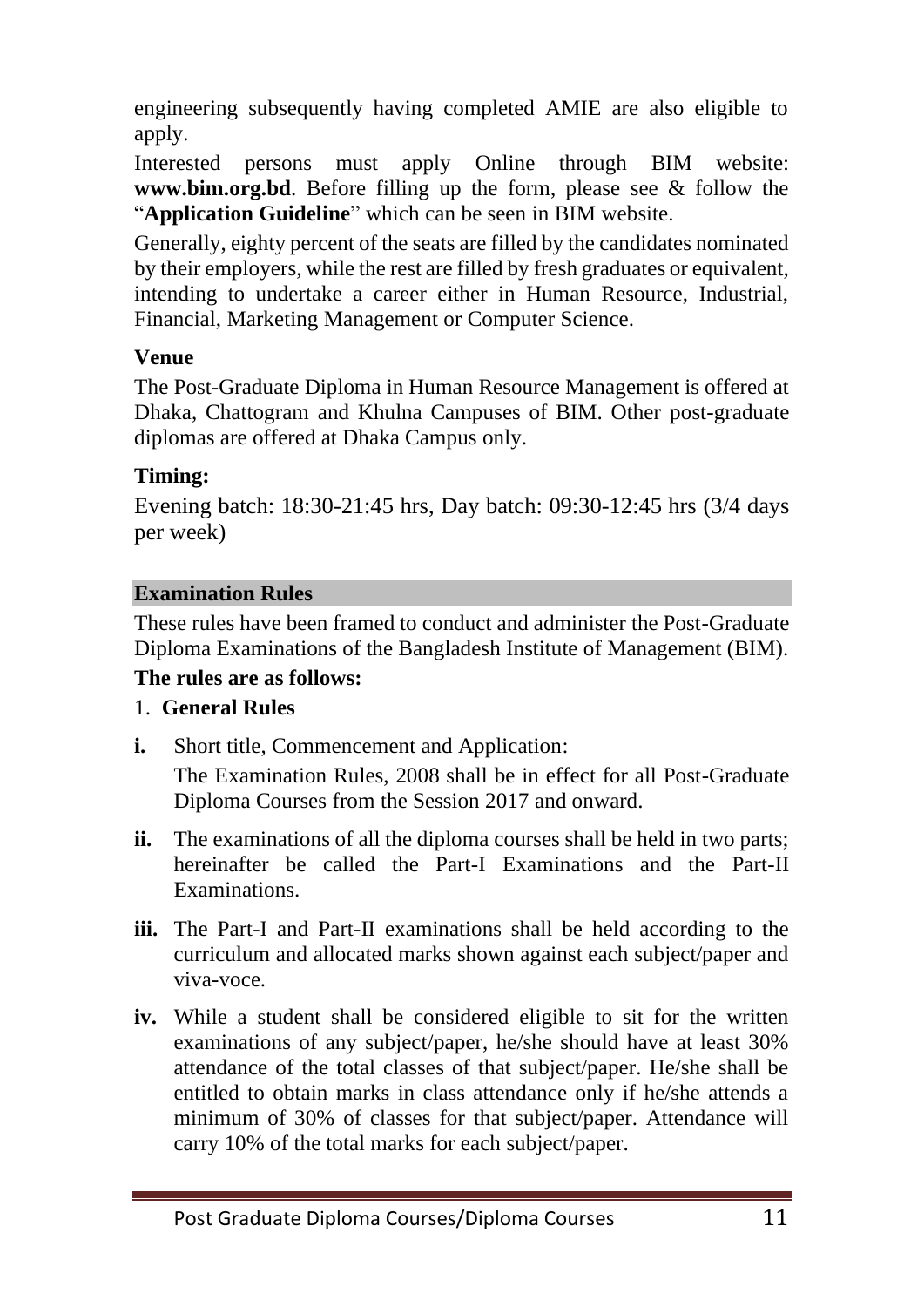engineering subsequently having completed AMIE are also eligible to apply.

Interested persons must apply Online through BIM website: **www.bim.org.bd**. Before filling up the form, please see & follow the "**Application Guideline**" which can be seen in BIM website.

Generally, eighty percent of the seats are filled by the candidates nominated by their employers, while the rest are filled by fresh graduates or equivalent, intending to undertake a career either in Human Resource, Industrial, Financial, Marketing Management or Computer Science.

### Venue

The Post-Graduate Diploma in Human Resource Management is offered at Dhaka, Chattogram and Khulna Campuses of BIM. Other post-graduate diplomas are offered at Dhaka Campus only.

### Timing:

Evening batch: 18:30-21:45 hrs, Day batch: 09:30-12:45 hrs (3/4 days per week)

## Examination Rules

These rules have been framed to conduct and administer the Post-Graduate Diploma Examinations of the Bangladesh Institute of Management (BIM).

**The rules are as follows:**

1. **General Rules**

- **i.** Short title, Commencement and Application:

  The Examination Rules, 2008 shall be in effect for all Post-Graduate Diploma Courses from the Session 2017 and onward.

- **ii.** The examinations of all the diploma courses shall be held in two parts; hereinafter be called the Part-I Examinations and the Part-II Examinations.

- **iii.** The Part-I and Part-II examinations shall be held according to the curriculum and allocated marks shown against each subject/paper and viva-voce.

- **iv.** While a student shall be considered eligible to sit for the written examinations of any subject/paper, he/she should have at least 30% attendance of the total classes of that subject/paper. He/she shall be entitled to obtain marks in class attendance only if he/she attends a minimum of 30% of classes for that subject/paper. Attendance will carry 10% of the total marks for each subject/paper.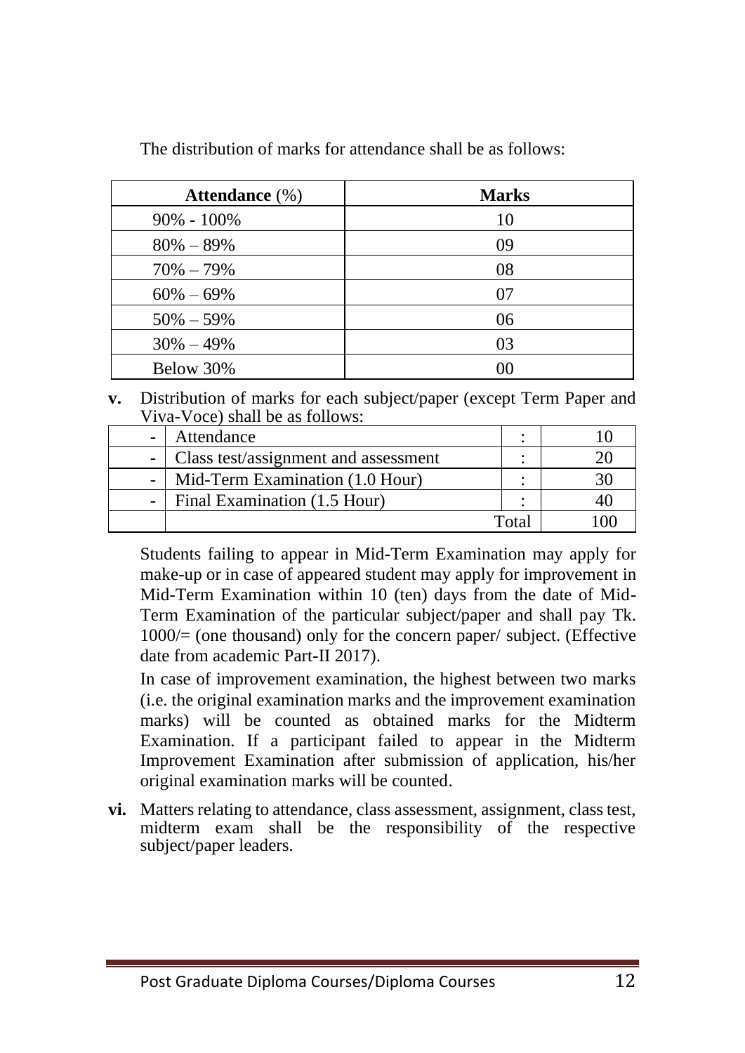The distribution of marks for attendance shall be as follows:

| **Attendance** (%) | **Marks** |
|---|---|
| 90% - 100% | 10 |
| 80% – 89% | 09 |
| 70% – 79% | 08 |
| 60% – 69% | 07 |
| 50% – 59% | 06 |
| 30% – 49% | 03 |
| Below 30% | 00 |

**v.** Distribution of marks for each subject/paper (except Term Paper and Viva-Voce) shall be as follows:

| | | | |
|---|---|---|---|
| - | Attendance | : | 10 |
| - | Class test/assignment and assessment | : | 20 |
| - | Mid-Term Examination (1.0 Hour) | : | 30 |
| - | Final Examination (1.5 Hour) | : | 40 |
| | | Total | 100 |

Students failing to appear in Mid-Term Examination may apply for make-up or in case of appeared student may apply for improvement in Mid-Term Examination within 10 (ten) days from the date of Mid-Term Examination of the particular subject/paper and shall pay Tk. 1000/= (one thousand) only for the concern paper/ subject. (Effective date from academic Part-II 2017).

In case of improvement examination, the highest between two marks (i.e. the original examination marks and the improvement examination marks) will be counted as obtained marks for the Midterm Examination. If a participant failed to appear in the Midterm Improvement Examination after submission of application, his/her original examination marks will be counted.

**vi.** Matters relating to attendance, class assessment, assignment, class test, midterm exam shall be the responsibility of the respective subject/paper leaders.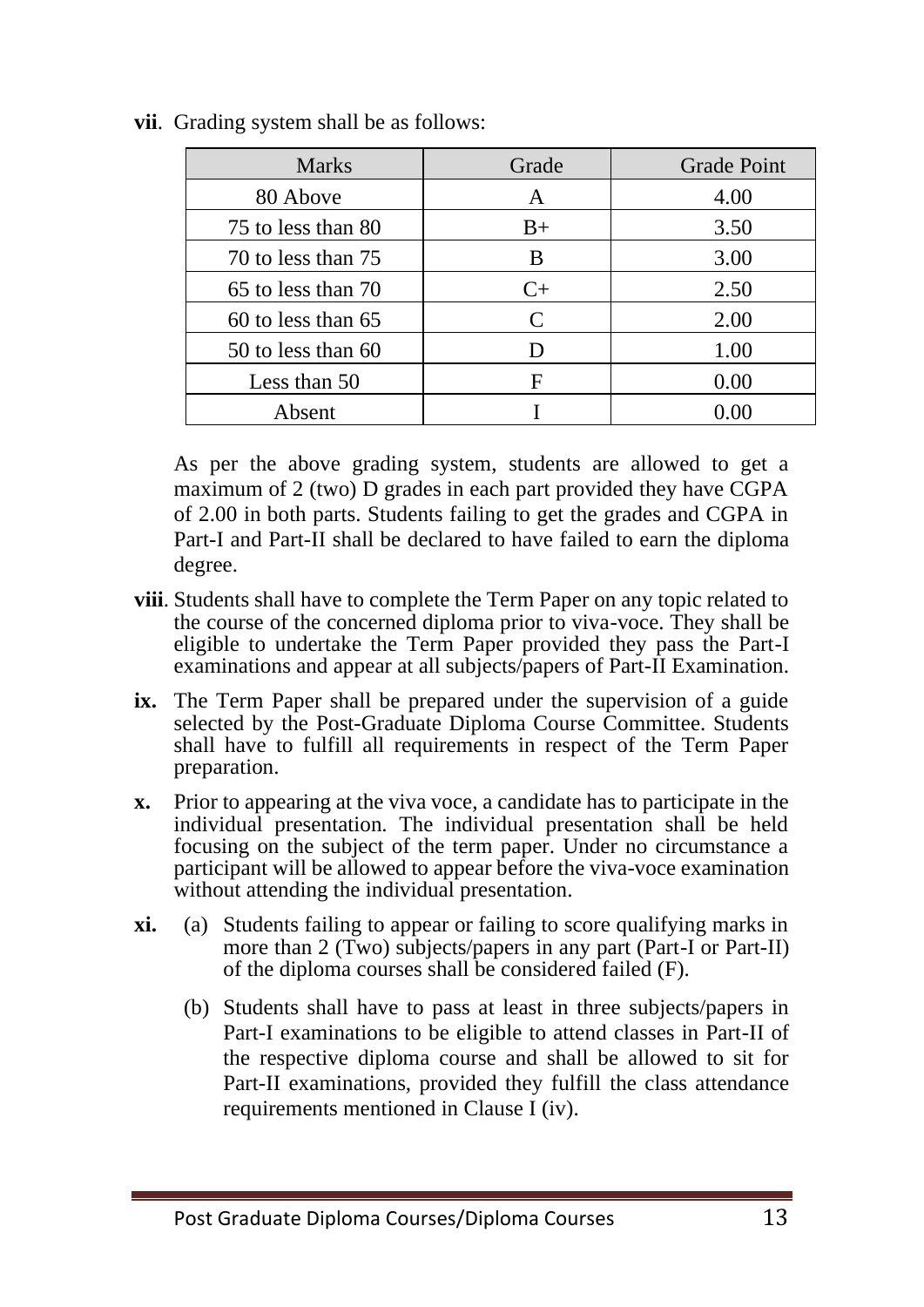**vii**. Grading system shall be as follows:

| Marks | Grade | Grade Point |
|---|---|---|
| 80 Above | A | 4.00 |
| 75 to less than 80 | B+ | 3.50 |
| 70 to less than 75 | B | 3.00 |
| 65 to less than 70 | C+ | 2.50 |
| 60 to less than 65 | C | 2.00 |
| 50 to less than 60 | D | 1.00 |
| Less than 50 | F | 0.00 |
| Absent | I | 0.00 |

As per the above grading system, students are allowed to get a maximum of 2 (two) D grades in each part provided they have CGPA of 2.00 in both parts. Students failing to get the grades and CGPA in Part-I and Part-II shall be declared to have failed to earn the diploma degree.

**viii**. Students shall have to complete the Term Paper on any topic related to the course of the concerned diploma prior to viva-voce. They shall be eligible to undertake the Term Paper provided they pass the Part-I examinations and appear at all subjects/papers of Part-II Examination.

**ix.** The Term Paper shall be prepared under the supervision of a guide selected by the Post-Graduate Diploma Course Committee. Students shall have to fulfill all requirements in respect of the Term Paper preparation.

**x.** Prior to appearing at the viva voce, a candidate has to participate in the individual presentation. The individual presentation shall be held focusing on the subject of the term paper. Under no circumstance a participant will be allowed to appear before the viva-voce examination without attending the individual presentation.

**xi.** (a) Students failing to appear or failing to score qualifying marks in more than 2 (Two) subjects/papers in any part (Part-I or Part-II) of the diploma courses shall be considered failed (F).

(b) Students shall have to pass at least in three subjects/papers in Part-I examinations to be eligible to attend classes in Part-II of the respective diploma course and shall be allowed to sit for Part-II examinations, provided they fulfill the class attendance requirements mentioned in Clause I (iv).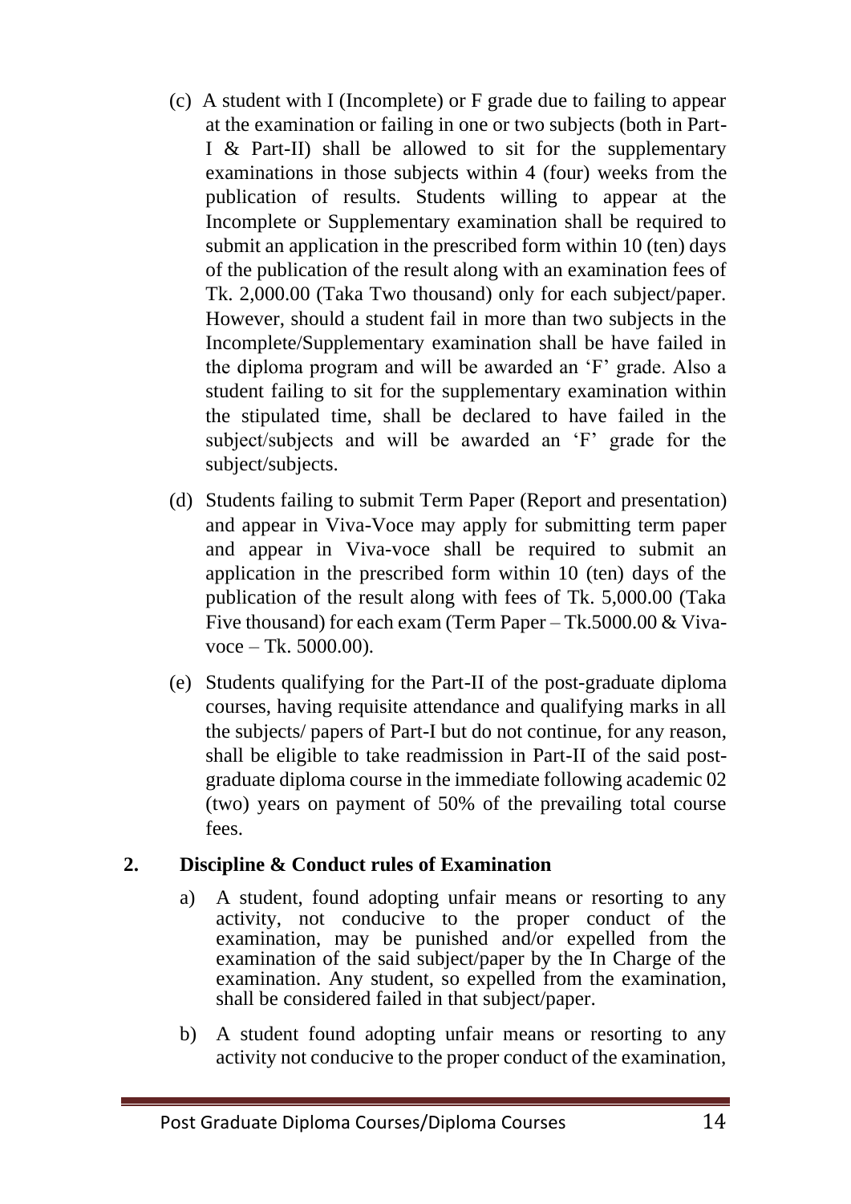(c) A student with I (Incomplete) or F grade due to failing to appear at the examination or failing in one or two subjects (both in Part-I & Part-II) shall be allowed to sit for the supplementary examinations in those subjects within 4 (four) weeks from the publication of results. Students willing to appear at the Incomplete or Supplementary examination shall be required to submit an application in the prescribed form within 10 (ten) days of the publication of the result along with an examination fees of Tk. 2,000.00 (Taka Two thousand) only for each subject/paper. However, should a student fail in more than two subjects in the Incomplete/Supplementary examination shall be have failed in the diploma program and will be awarded an 'F' grade. Also a student failing to sit for the supplementary examination within the stipulated time, shall be declared to have failed in the subject/subjects and will be awarded an 'F' grade for the subject/subjects.

(d) Students failing to submit Term Paper (Report and presentation) and appear in Viva-Voce may apply for submitting term paper and appear in Viva-voce shall be required to submit an application in the prescribed form within 10 (ten) days of the publication of the result along with fees of Tk. 5,000.00 (Taka Five thousand) for each exam (Term Paper – Tk.5000.00 & Viva-voce – Tk. 5000.00).

(e) Students qualifying for the Part-II of the post-graduate diploma courses, having requisite attendance and qualifying marks in all the subjects/ papers of Part-I but do not continue, for any reason, shall be eligible to take readmission in Part-II of the said post-graduate diploma course in the immediate following academic 02 (two) years on payment of 50% of the prevailing total course fees.

## 2. Discipline & Conduct rules of Examination

a) A student, found adopting unfair means or resorting to any activity, not conducive to the proper conduct of the examination, may be punished and/or expelled from the examination of the said subject/paper by the In Charge of the examination. Any student, so expelled from the examination, shall be considered failed in that subject/paper.

b) A student found adopting unfair means or resorting to any activity not conducive to the proper conduct of the examination,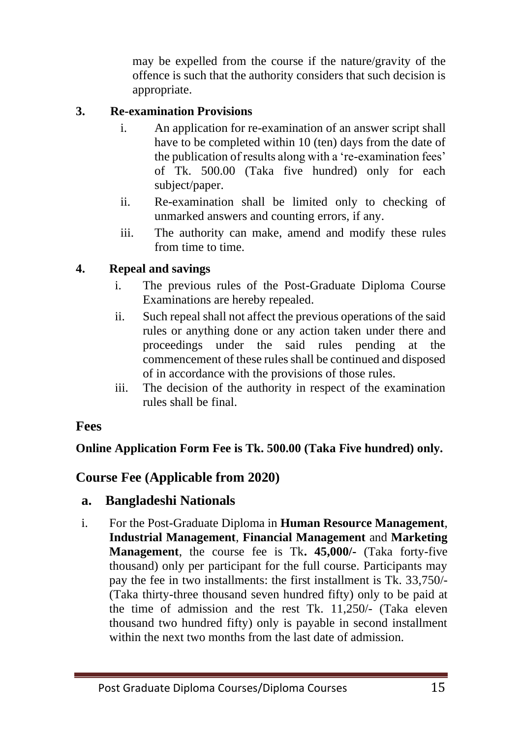may be expelled from the course if the nature/gravity of the offence is such that the authority considers that such decision is appropriate.

**3. Re-examination Provisions**

i. An application for re-examination of an answer script shall have to be completed within 10 (ten) days from the date of the publication of results along with a 're-examination fees' of Tk. 500.00 (Taka five hundred) only for each subject/paper.

ii. Re-examination shall be limited only to checking of unmarked answers and counting errors, if any.

iii. The authority can make, amend and modify these rules from time to time.

**4. Repeal and savings**

i. The previous rules of the Post-Graduate Diploma Course Examinations are hereby repealed.

ii. Such repeal shall not affect the previous operations of the said rules or anything done or any action taken under there and proceedings under the said rules pending at the commencement of these rules shall be continued and disposed of in accordance with the provisions of those rules.

iii. The decision of the authority in respect of the examination rules shall be final.

## Fees

**Online Application Form Fee is Tk. 500.00 (Taka Five hundred) only.**

## Course Fee (Applicable from 2020)

### a. Bangladeshi Nationals

i. For the Post-Graduate Diploma in **Human Resource Management**, **Industrial Management**, **Financial Management** and **Marketing Management**, the course fee is Tk**. 45,000/-** (Taka forty-five thousand) only per participant for the full course. Participants may pay the fee in two installments: the first installment is Tk. 33,750/- (Taka thirty-three thousand seven hundred fifty) only to be paid at the time of admission and the rest Tk. 11,250/- (Taka eleven thousand two hundred fifty) only is payable in second installment within the next two months from the last date of admission.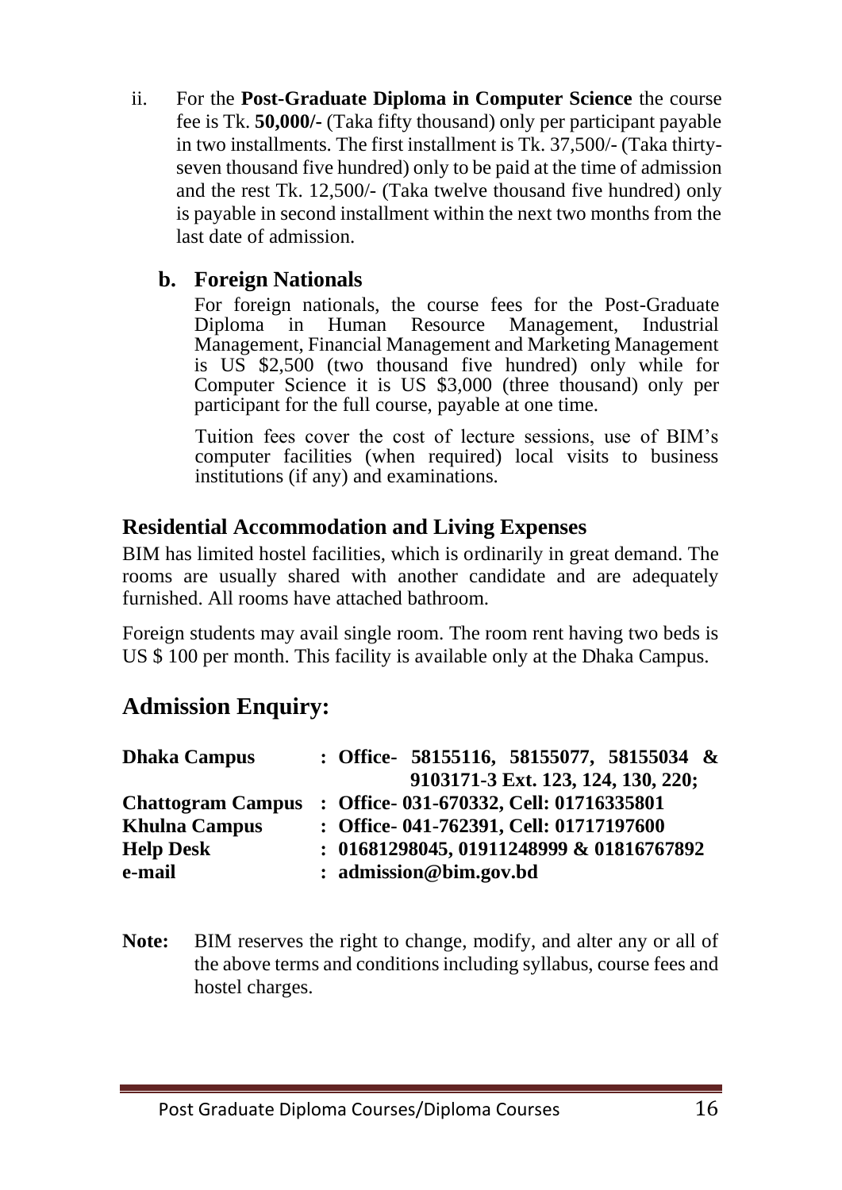ii. For the **Post-Graduate Diploma in Computer Science** the course fee is Tk. **50,000/-** (Taka fifty thousand) only per participant payable in two installments. The first installment is Tk. 37,500/- (Taka thirty-seven thousand five hundred) only to be paid at the time of admission and the rest Tk. 12,500/- (Taka twelve thousand five hundred) only is payable in second installment within the next two months from the last date of admission.

### b. Foreign Nationals

For foreign nationals, the course fees for the Post-Graduate Diploma in Human Resource Management, Industrial Management, Financial Management and Marketing Management is US $2,500 (two thousand five hundred) only while for Computer Science it is US $3,000 (three thousand) only per participant for the full course, payable at one time.

Tuition fees cover the cost of lecture sessions, use of BIM's computer facilities (when required) local visits to business institutions (if any) and examinations.

### Residential Accommodation and Living Expenses

BIM has limited hostel facilities, which is ordinarily in great demand. The rooms are usually shared with another candidate and are adequately furnished. All rooms have attached bathroom.

Foreign students may avail single room. The room rent having two beds is US $ 100 per month. This facility is available only at the Dhaka Campus.

## Admission Enquiry:

| | |
|---|---|
| **Dhaka Campus** | **: Office- 58155116, 58155077, 58155034 & 9103171-3 Ext. 123, 124, 130, 220;** |
| **Chattogram Campus** | **: Office- 031-670332, Cell: 01716335801** |
| **Khulna Campus** | **: Office- 041-762391, Cell: 01717197600** |
| **Help Desk** | **: 01681298045, 01911248999 & 01816767892** |
| **e-mail** | **: admission@bim.gov.bd** |

**Note:** BIM reserves the right to change, modify, and alter any or all of the above terms and conditions including syllabus, course fees and hostel charges.